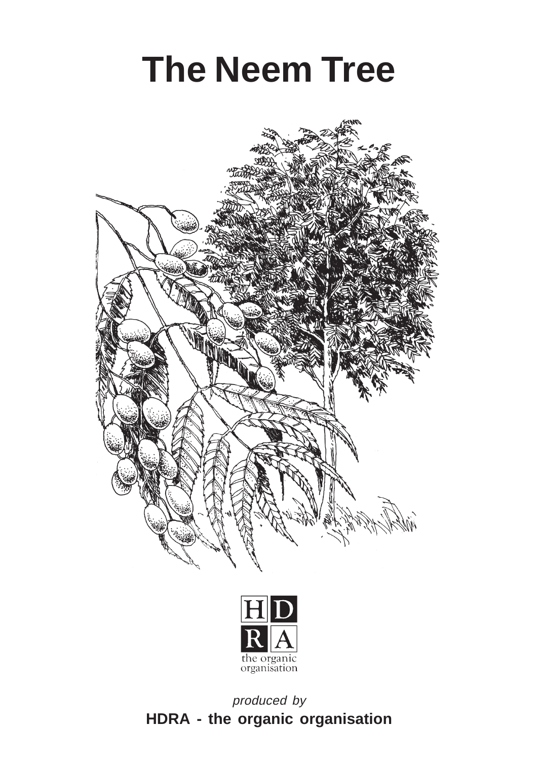# The Neem Tree

HD
RA
the organic
organisation

*produced by*

**HDRA - the organic organisation**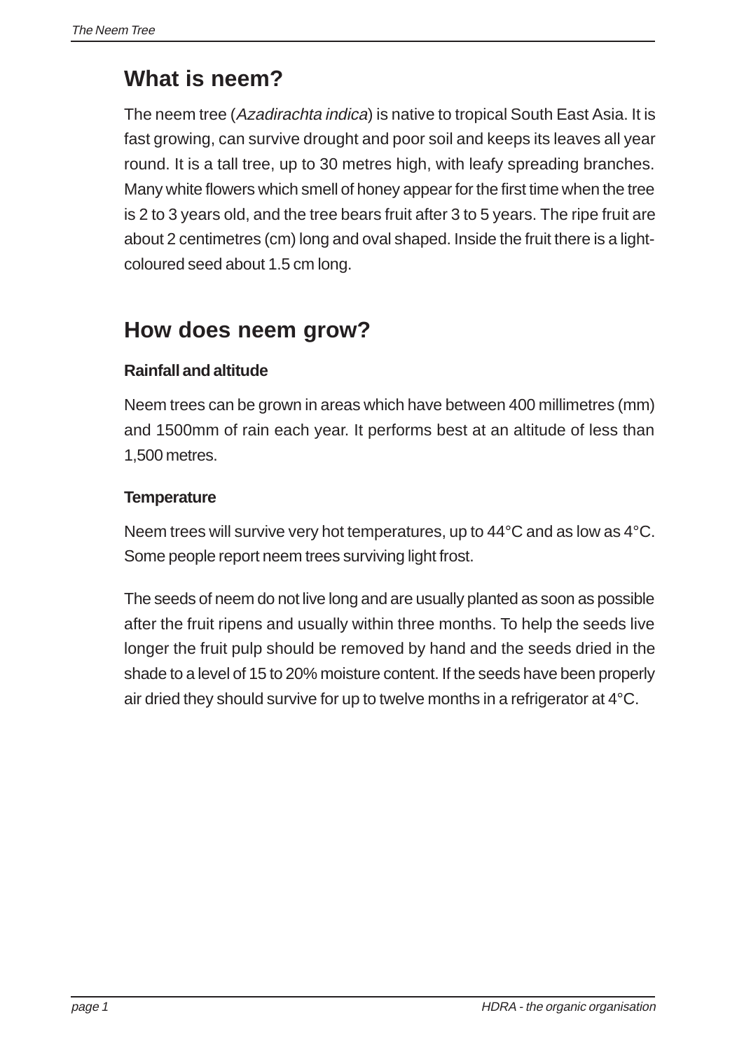## What is neem?

The neem tree (*Azadirachta indica*) is native to tropical South East Asia. It is fast growing, can survive drought and poor soil and keeps its leaves all year round. It is a tall tree, up to 30 metres high, with leafy spreading branches. Many white flowers which smell of honey appear for the first time when the tree is 2 to 3 years old, and the tree bears fruit after 3 to 5 years. The ripe fruit are about 2 centimetres (cm) long and oval shaped. Inside the fruit there is a light-coloured seed about 1.5 cm long.

## How does neem grow?

### Rainfall and altitude

Neem trees can be grown in areas which have between 400 millimetres (mm) and 1500mm of rain each year. It performs best at an altitude of less than 1,500 metres.

### Temperature

Neem trees will survive very hot temperatures, up to 44°C and as low as 4°C. Some people report neem trees surviving light frost.

The seeds of neem do not live long and are usually planted as soon as possible after the fruit ripens and usually within three months. To help the seeds live longer the fruit pulp should be removed by hand and the seeds dried in the shade to a level of 15 to 20% moisture content. If the seeds have been properly air dried they should survive for up to twelve months in a refrigerator at 4°C.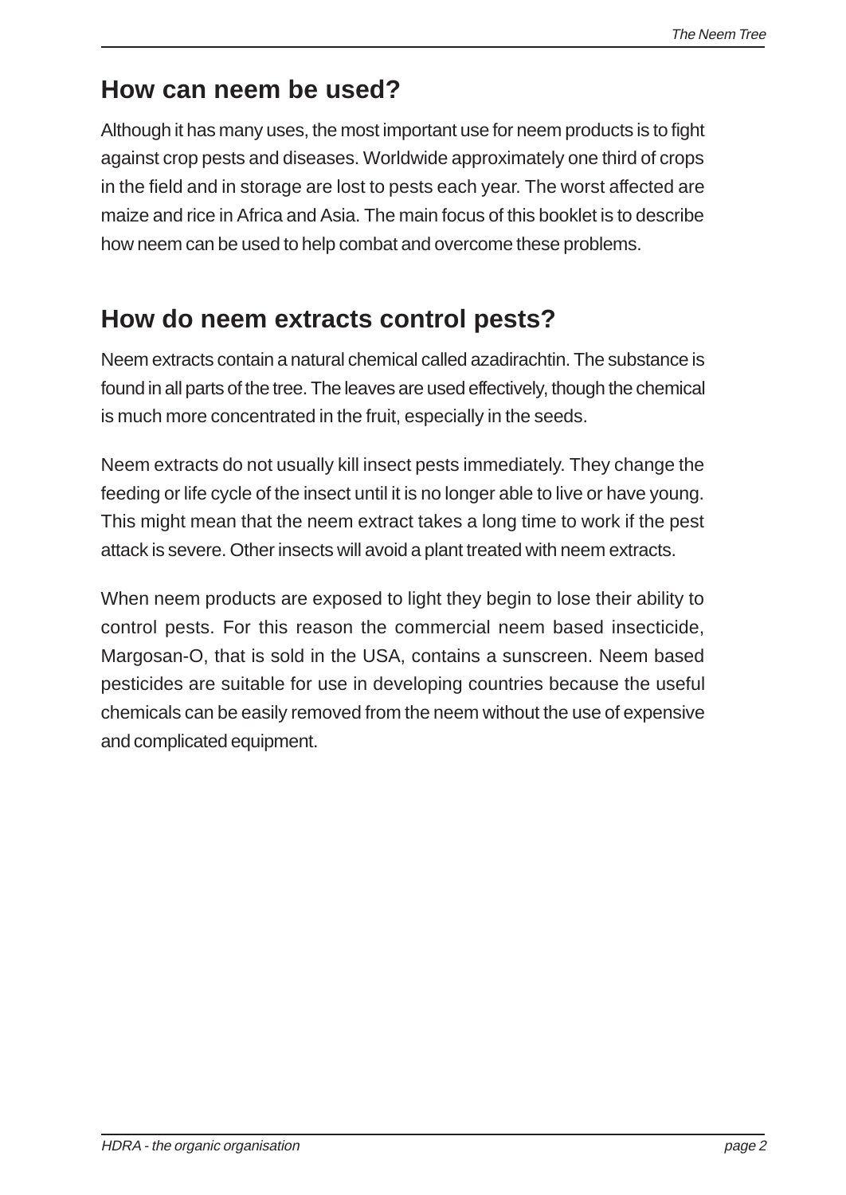## How can neem be used?

Although it has many uses, the most important use for neem products is to fight against crop pests and diseases. Worldwide approximately one third of crops in the field and in storage are lost to pests each year. The worst affected are maize and rice in Africa and Asia. The main focus of this booklet is to describe how neem can be used to help combat and overcome these problems.

## How do neem extracts control pests?

Neem extracts contain a natural chemical called azadirachtin. The substance is found in all parts of the tree. The leaves are used effectively, though the chemical is much more concentrated in the fruit, especially in the seeds.

Neem extracts do not usually kill insect pests immediately. They change the feeding or life cycle of the insect until it is no longer able to live or have young. This might mean that the neem extract takes a long time to work if the pest attack is severe. Other insects will avoid a plant treated with neem extracts.

When neem products are exposed to light they begin to lose their ability to control pests. For this reason the commercial neem based insecticide, Margosan-O, that is sold in the USA, contains a sunscreen. Neem based pesticides are suitable for use in developing countries because the useful chemicals can be easily removed from the neem without the use of expensive and complicated equipment.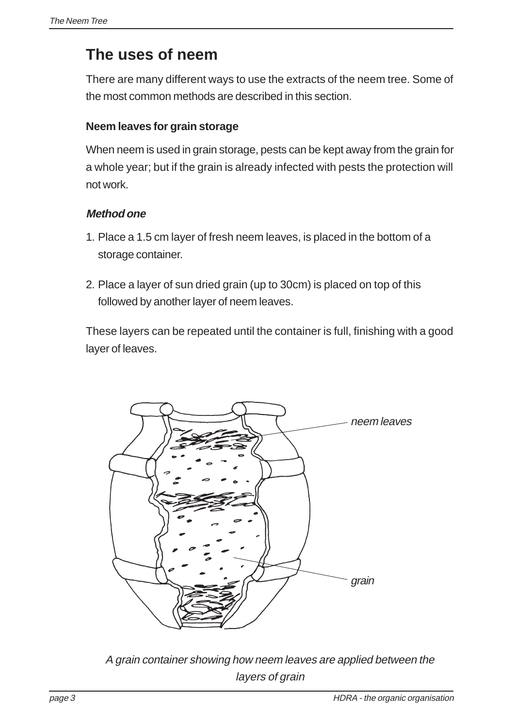## The uses of neem

There are many different ways to use the extracts of the neem tree. Some of the most common methods are described in this section.

### Neem leaves for grain storage

When neem is used in grain storage, pests can be kept away from the grain for a whole year; but if the grain is already infected with pests the protection will not work.

#### *Method one*

1. Place a 1.5 cm layer of fresh neem leaves, is placed in the bottom of a storage container.
2. Place a layer of sun dried grain (up to 30cm) is placed on top of this followed by another layer of neem leaves.

These layers can be repeated until the container is full, finishing with a good layer of leaves.

neem leaves

grain

*A grain container showing how neem leaves are applied between the layers of grain*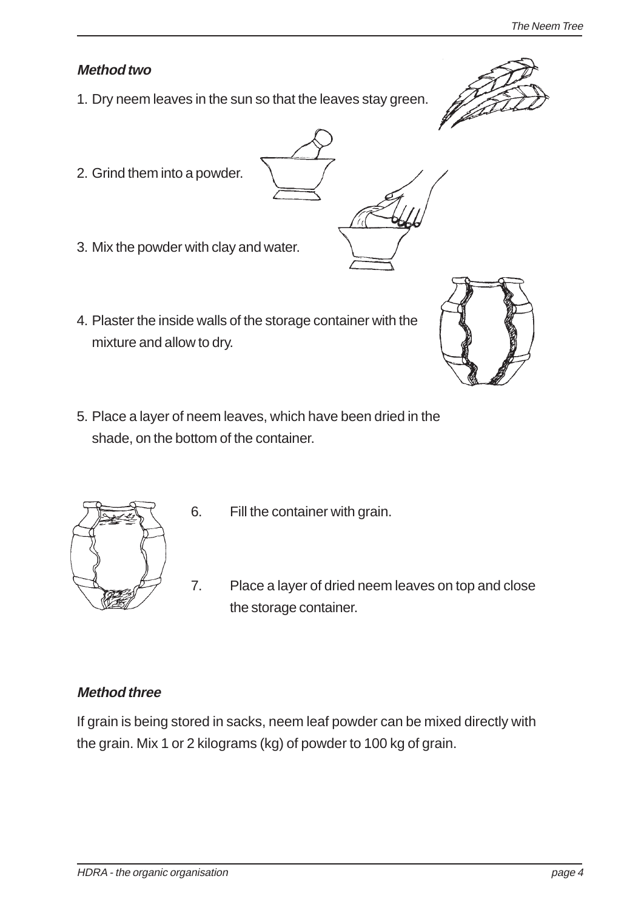### *Method two*

1. Dry neem leaves in the sun so that the leaves stay green.

2. Grind them into a powder.

3. Mix the powder with clay and water.

4. Plaster the inside walls of the storage container with the mixture and allow to dry.

5. Place a layer of neem leaves, which have been dried in the shade, on the bottom of the container.

6. Fill the container with grain.

7. Place a layer of dried neem leaves on top and close the storage container.

### *Method three*

If grain is being stored in sacks, neem leaf powder can be mixed directly with the grain. Mix 1 or 2 kilograms (kg) of powder to 100 kg of grain.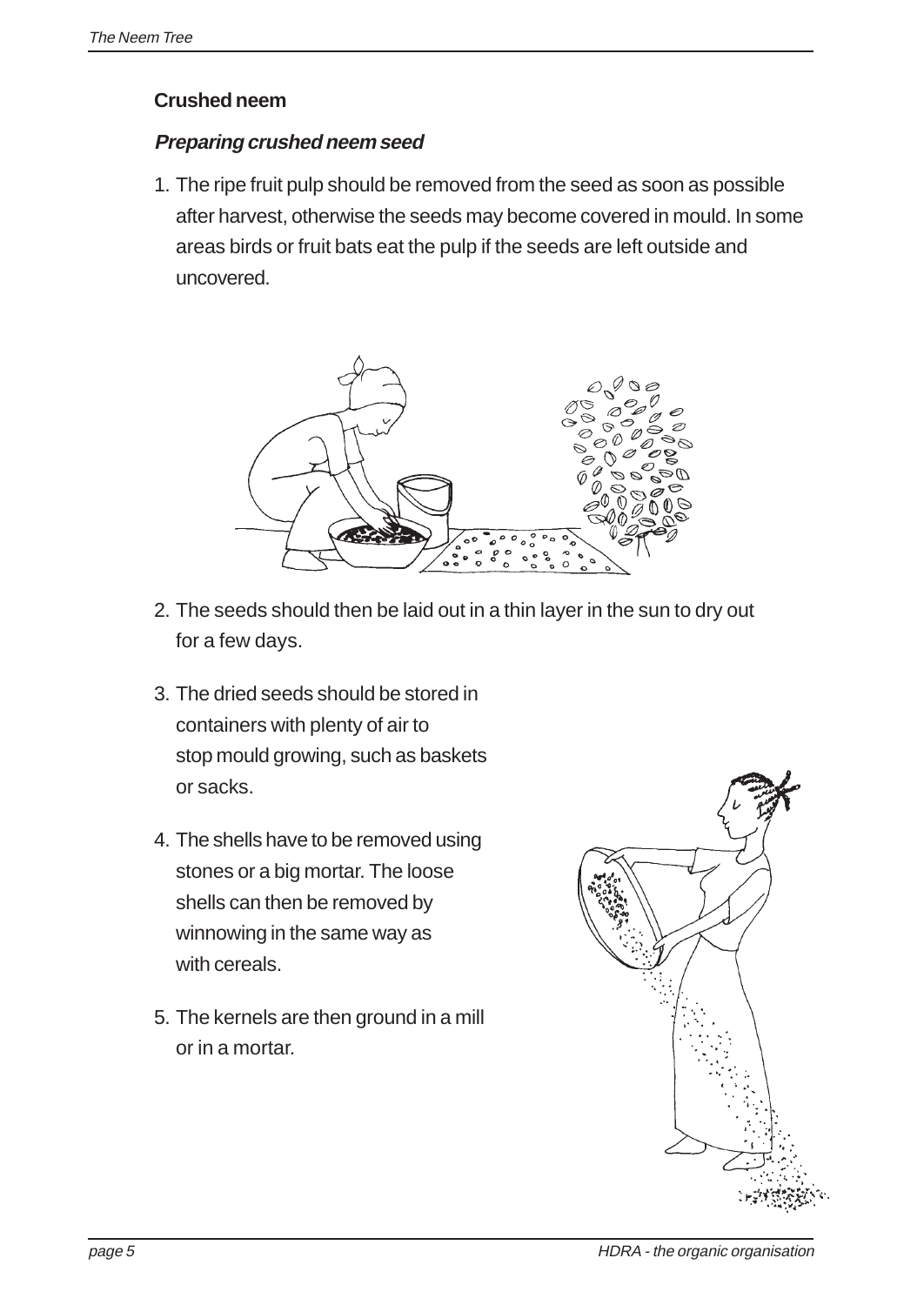## Crushed neem

### *Preparing crushed neem seed*

1. The ripe fruit pulp should be removed from the seed as soon as possible after harvest, otherwise the seeds may become covered in mould. In some areas birds or fruit bats eat the pulp if the seeds are left outside and uncovered.

2. The seeds should then be laid out in a thin layer in the sun to dry out for a few days.

3. The dried seeds should be stored in containers with plenty of air to stop mould growing, such as baskets or sacks.

4. The shells have to be removed using stones or a big mortar. The loose shells can then be removed by winnowing in the same way as with cereals.

5. The kernels are then ground in a mill or in a mortar.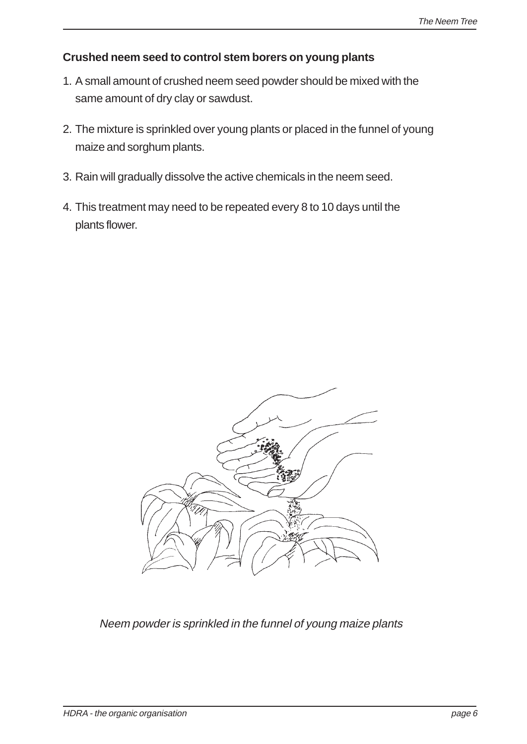### Crushed neem seed to control stem borers on young plants

1. A small amount of crushed neem seed powder should be mixed with the same amount of dry clay or sawdust.
2. The mixture is sprinkled over young plants or placed in the funnel of young maize and sorghum plants.
3. Rain will gradually dissolve the active chemicals in the neem seed.
4. This treatment may need to be repeated every 8 to 10 days until the plants flower.

*Neem powder is sprinkled in the funnel of young maize plants*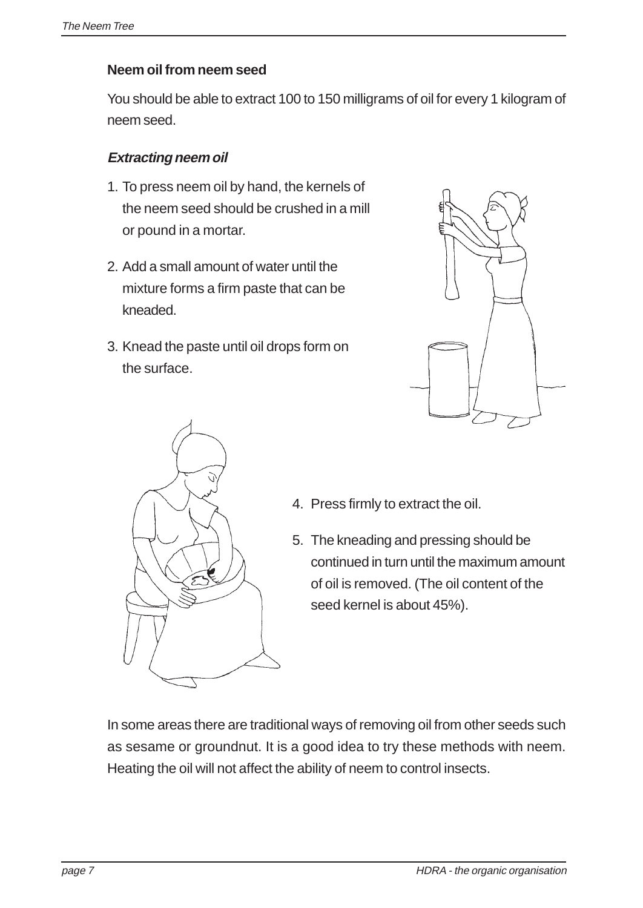### Neem oil from neem seed

You should be able to extract 100 to 150 milligrams of oil for every 1 kilogram of neem seed.

#### *Extracting neem oil*

1. To press neem oil by hand, the kernels of the neem seed should be crushed in a mill or pound in a mortar.
2. Add a small amount of water until the mixture forms a firm paste that can be kneaded.
3. Knead the paste until oil drops form on the surface.
4. Press firmly to extract the oil.
5. The kneading and pressing should be continued in turn until the maximum amount of oil is removed. (The oil content of the seed kernel is about 45%).

In some areas there are traditional ways of removing oil from other seeds such as sesame or groundnut. It is a good idea to try these methods with neem. Heating the oil will not affect the ability of neem to control insects.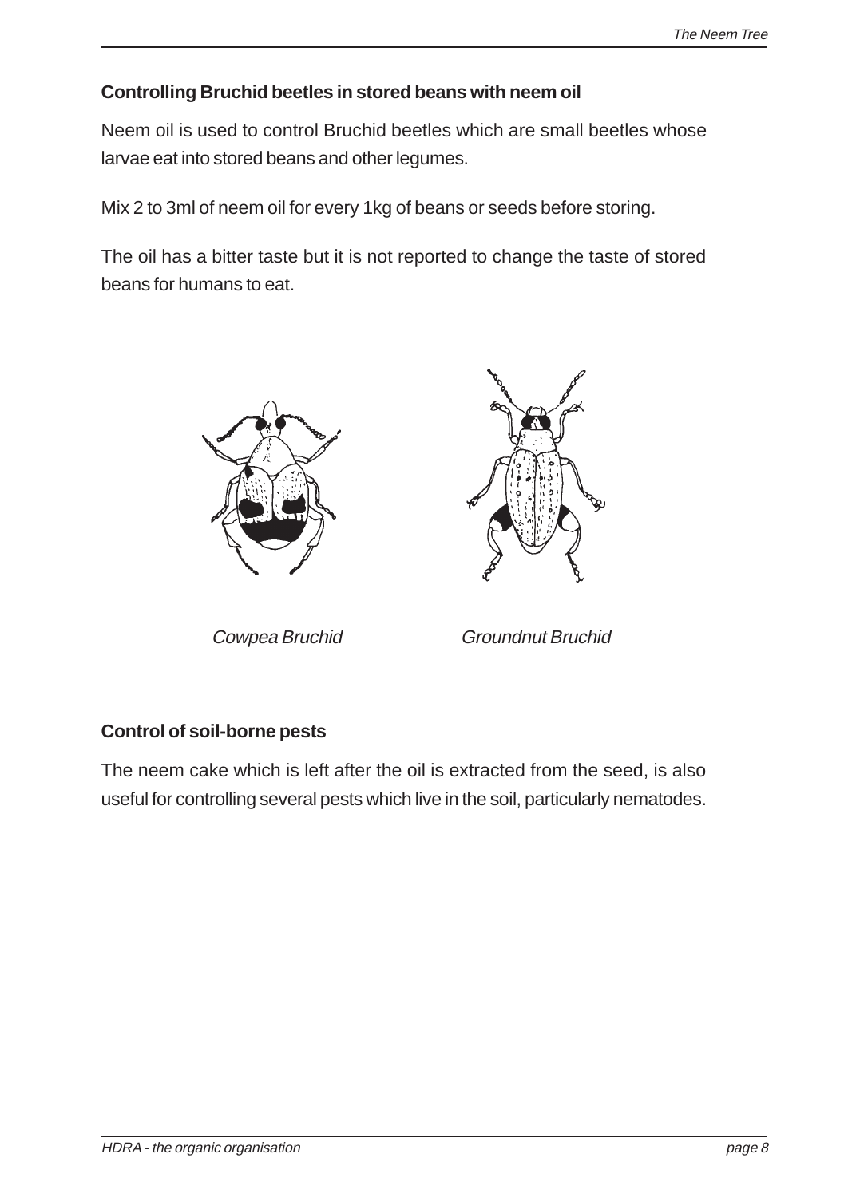**Controlling Bruchid beetles in stored beans with neem oil**

Neem oil is used to control Bruchid beetles which are small beetles whose larvae eat into stored beans and other legumes.

Mix 2 to 3ml of neem oil for every 1kg of beans or seeds before storing.

The oil has a bitter taste but it is not reported to change the taste of stored beans for humans to eat.

*Cowpea Bruchid*

*Groundnut Bruchid*

**Control of soil-borne pests**

The neem cake which is left after the oil is extracted from the seed, is also useful for controlling several pests which live in the soil, particularly nematodes.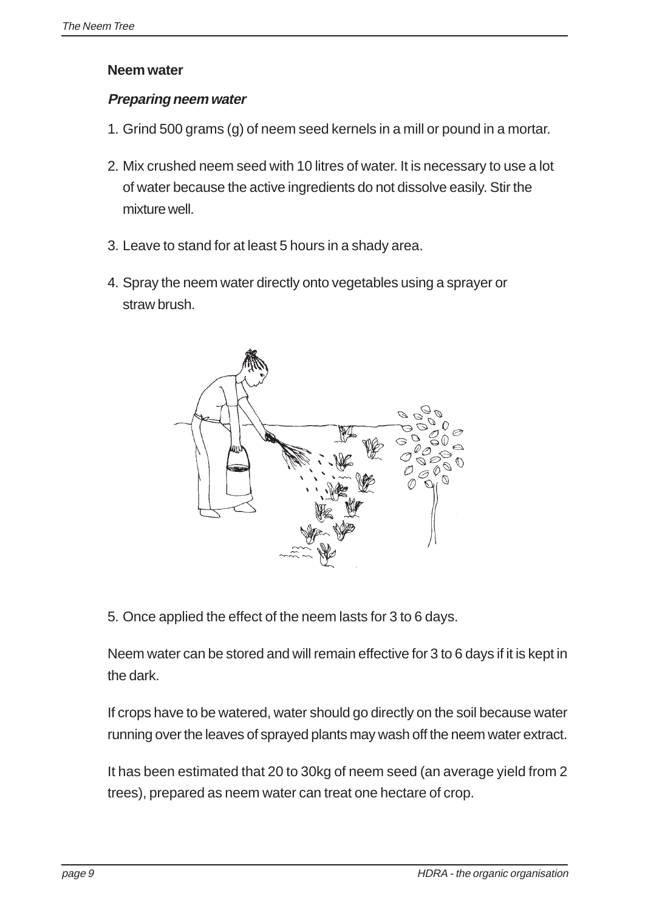## Neem water

### *Preparing neem water*

1. Grind 500 grams (g) of neem seed kernels in a mill or pound in a mortar.
2. Mix crushed neem seed with 10 litres of water. It is necessary to use a lot of water because the active ingredients do not dissolve easily. Stir the mixture well.
3. Leave to stand for at least 5 hours in a shady area.
4. Spray the neem water directly onto vegetables using a sprayer or straw brush.
5. Once applied the effect of the neem lasts for 3 to 6 days.

Neem water can be stored and will remain effective for 3 to 6 days if it is kept in the dark.

If crops have to be watered, water should go directly on the soil because water running over the leaves of sprayed plants may wash off the neem water extract.

It has been estimated that 20 to 30kg of neem seed (an average yield from 2 trees), prepared as neem water can treat one hectare of crop.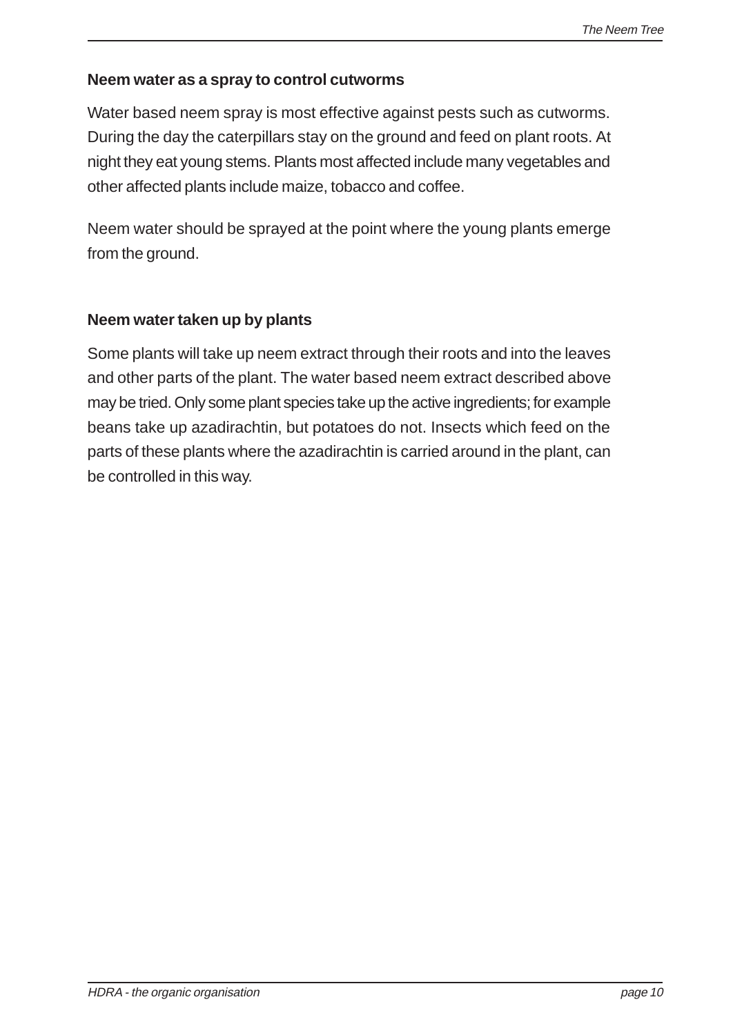### Neem water as a spray to control cutworms

Water based neem spray is most effective against pests such as cutworms. During the day the caterpillars stay on the ground and feed on plant roots. At night they eat young stems. Plants most affected include many vegetables and other affected plants include maize, tobacco and coffee.

Neem water should be sprayed at the point where the young plants emerge from the ground.

### Neem water taken up by plants

Some plants will take up neem extract through their roots and into the leaves and other parts of the plant. The water based neem extract described above may be tried. Only some plant species take up the active ingredients; for example beans take up azadirachtin, but potatoes do not. Insects which feed on the parts of these plants where the azadirachtin is carried around in the plant, can be controlled in this way.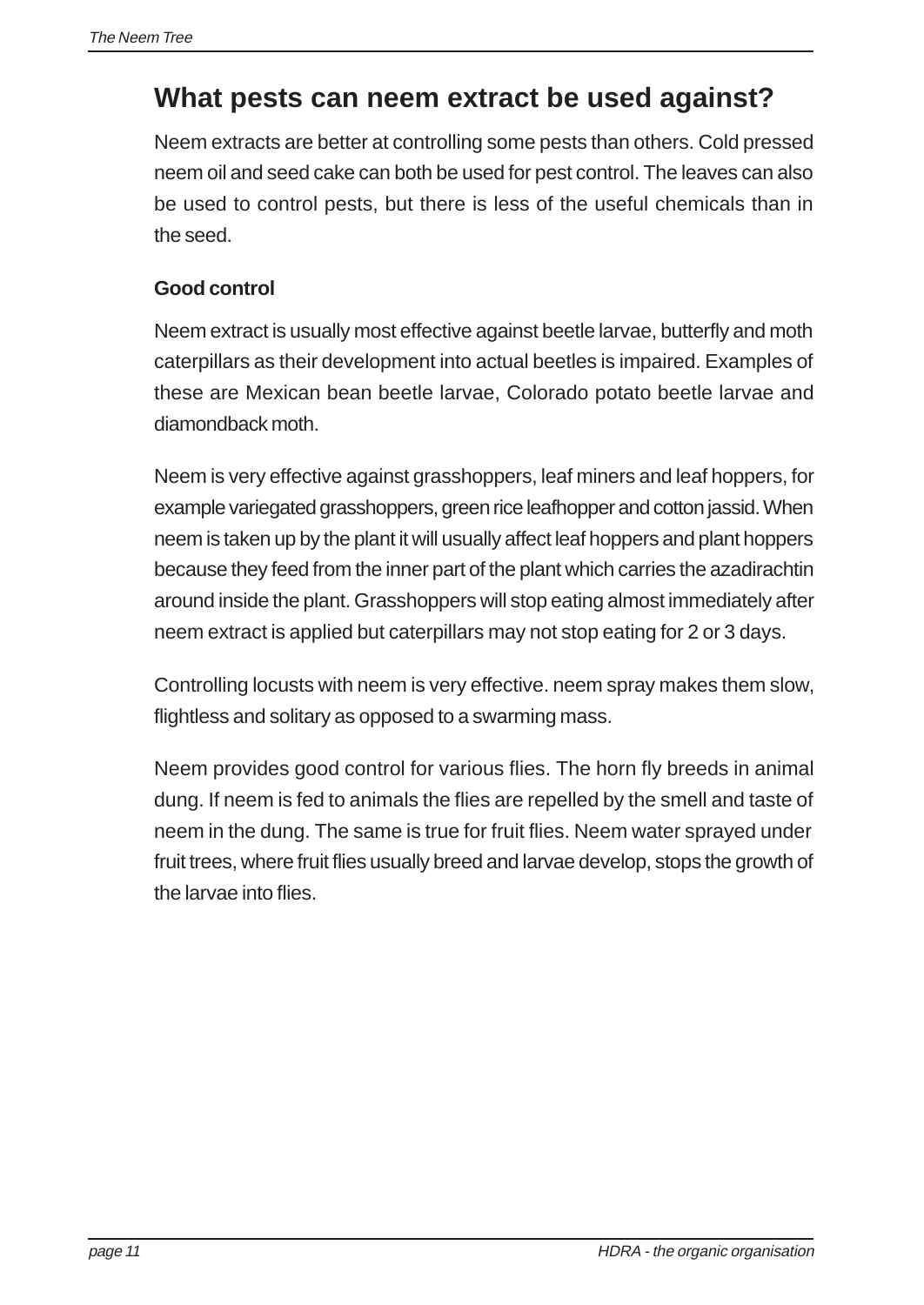## What pests can neem extract be used against?

Neem extracts are better at controlling some pests than others. Cold pressed neem oil and seed cake can both be used for pest control. The leaves can also be used to control pests, but there is less of the useful chemicals than in the seed.

### Good control

Neem extract is usually most effective against beetle larvae, butterfly and moth caterpillars as their development into actual beetles is impaired. Examples of these are Mexican bean beetle larvae, Colorado potato beetle larvae and diamondback moth.

Neem is very effective against grasshoppers, leaf miners and leaf hoppers, for example variegated grasshoppers, green rice leafhopper and cotton jassid. When neem is taken up by the plant it will usually affect leaf hoppers and plant hoppers because they feed from the inner part of the plant which carries the azadirachtin around inside the plant. Grasshoppers will stop eating almost immediately after neem extract is applied but caterpillars may not stop eating for 2 or 3 days.

Controlling locusts with neem is very effective. neem spray makes them slow, flightless and solitary as opposed to a swarming mass.

Neem provides good control for various flies. The horn fly breeds in animal dung. If neem is fed to animals the flies are repelled by the smell and taste of neem in the dung. The same is true for fruit flies. Neem water sprayed under fruit trees, where fruit flies usually breed and larvae develop, stops the growth of the larvae into flies.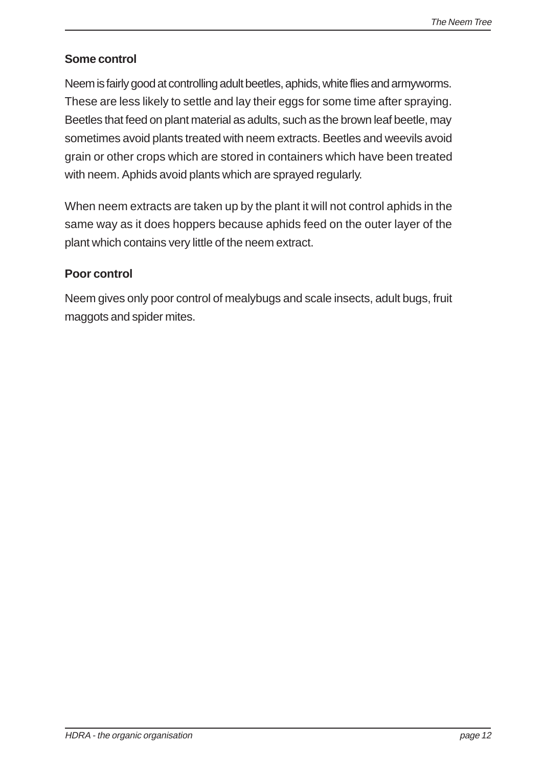### Some control

Neem is fairly good at controlling adult beetles, aphids, white flies and armyworms. These are less likely to settle and lay their eggs for some time after spraying. Beetles that feed on plant material as adults, such as the brown leaf beetle, may sometimes avoid plants treated with neem extracts. Beetles and weevils avoid grain or other crops which are stored in containers which have been treated with neem. Aphids avoid plants which are sprayed regularly.

When neem extracts are taken up by the plant it will not control aphids in the same way as it does hoppers because aphids feed on the outer layer of the plant which contains very little of the neem extract.

### Poor control

Neem gives only poor control of mealybugs and scale insects, adult bugs, fruit maggots and spider mites.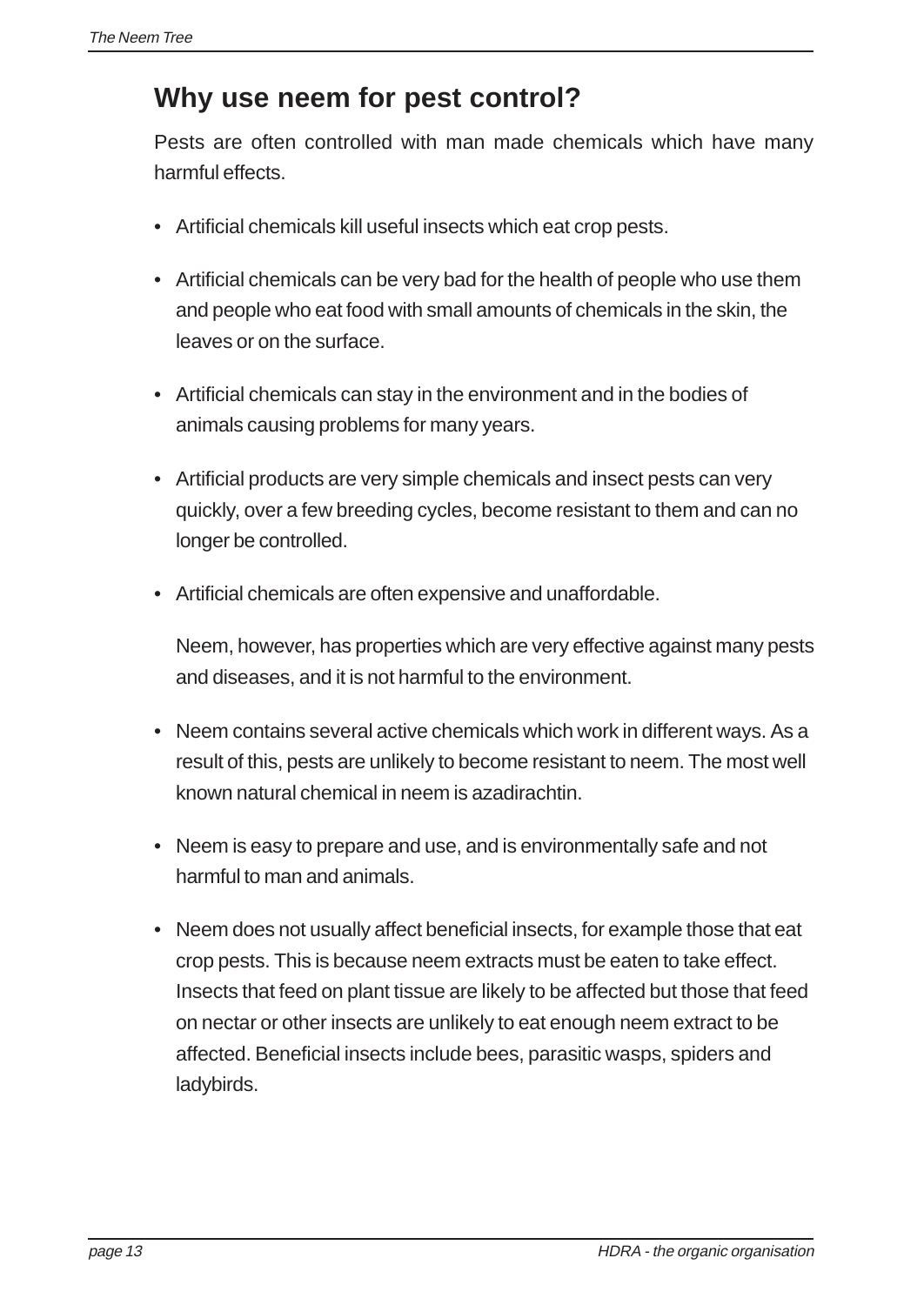## Why use neem for pest control?

Pests are often controlled with man made chemicals which have many harmful effects.

- Artificial chemicals kill useful insects which eat crop pests.
- Artificial chemicals can be very bad for the health of people who use them and people who eat food with small amounts of chemicals in the skin, the leaves or on the surface.
- Artificial chemicals can stay in the environment and in the bodies of animals causing problems for many years.
- Artificial products are very simple chemicals and insect pests can very quickly, over a few breeding cycles, become resistant to them and can no longer be controlled.
- Artificial chemicals are often expensive and unaffordable.

Neem, however, has properties which are very effective against many pests and diseases, and it is not harmful to the environment.

- Neem contains several active chemicals which work in different ways. As a result of this, pests are unlikely to become resistant to neem. The most well known natural chemical in neem is azadirachtin.
- Neem is easy to prepare and use, and is environmentally safe and not harmful to man and animals.
- Neem does not usually affect beneficial insects, for example those that eat crop pests. This is because neem extracts must be eaten to take effect. Insects that feed on plant tissue are likely to be affected but those that feed on nectar or other insects are unlikely to eat enough neem extract to be affected. Beneficial insects include bees, parasitic wasps, spiders and ladybirds.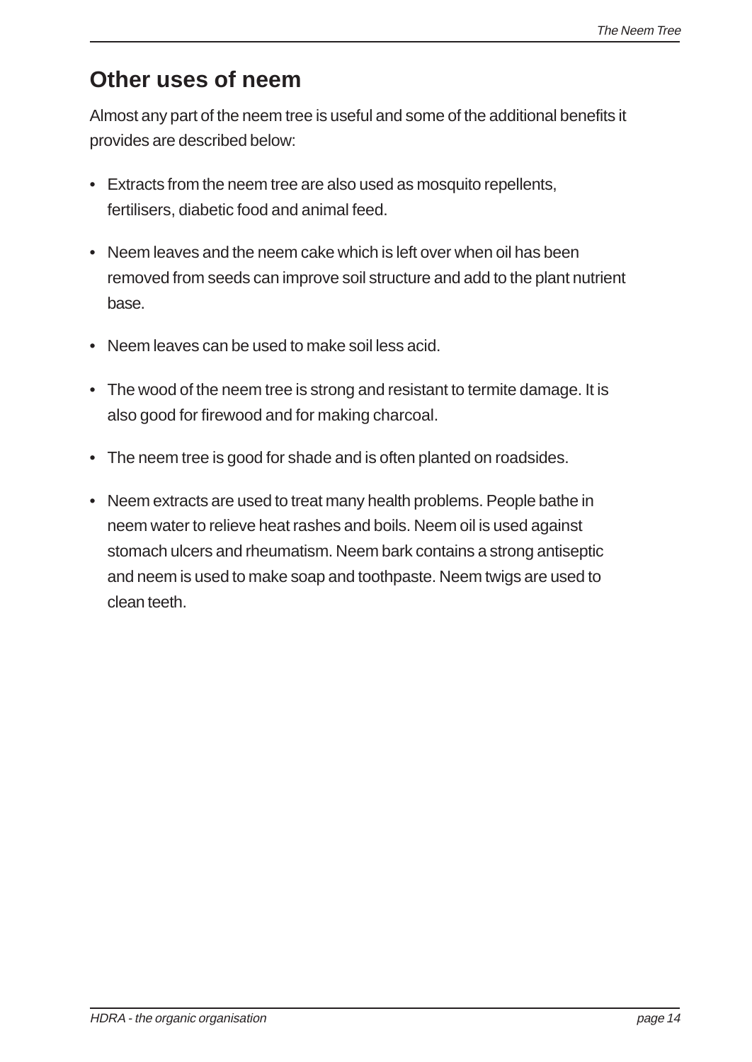## Other uses of neem

Almost any part of the neem tree is useful and some of the additional benefits it provides are described below:

- Extracts from the neem tree are also used as mosquito repellents, fertilisers, diabetic food and animal feed.
- Neem leaves and the neem cake which is left over when oil has been removed from seeds can improve soil structure and add to the plant nutrient base.
- Neem leaves can be used to make soil less acid.
- The wood of the neem tree is strong and resistant to termite damage. It is also good for firewood and for making charcoal.
- The neem tree is good for shade and is often planted on roadsides.
- Neem extracts are used to treat many health problems. People bathe in neem water to relieve heat rashes and boils. Neem oil is used against stomach ulcers and rheumatism. Neem bark contains a strong antiseptic and neem is used to make soap and toothpaste. Neem twigs are used to clean teeth.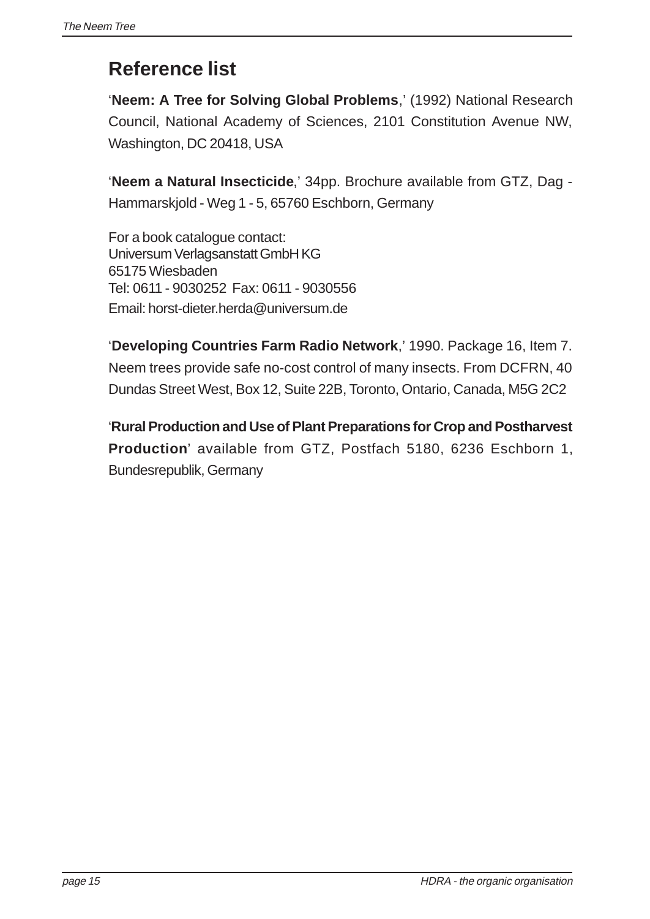## Reference list

'**Neem: A Tree for Solving Global Problems**,' (1992) National Research Council, National Academy of Sciences, 2101 Constitution Avenue NW, Washington, DC 20418, USA

'**Neem a Natural Insecticide**,' 34pp. Brochure available from GTZ, Dag - Hammarskjold - Weg 1 - 5, 65760 Eschborn, Germany

For a book catalogue contact:
Universum Verlagsanstatt GmbH KG
65175 Wiesbaden
Tel: 0611 - 9030252 Fax: 0611 - 9030556
Email: horst-dieter.herda@universum.de

'**Developing Countries Farm Radio Network**,' 1990. Package 16, Item 7. Neem trees provide safe no-cost control of many insects. From DCFRN, 40 Dundas Street West, Box 12, Suite 22B, Toronto, Ontario, Canada, M5G 2C2

'**Rural Production and Use of Plant Preparations for Crop and Postharvest Production**' available from GTZ, Postfach 5180, 6236 Eschborn 1, Bundesrepublik, Germany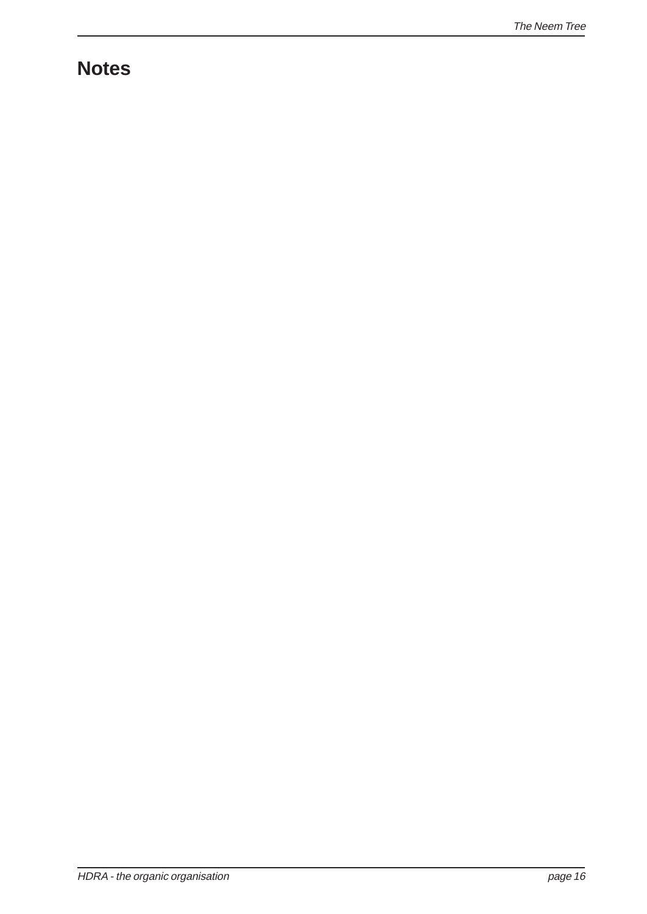# Notes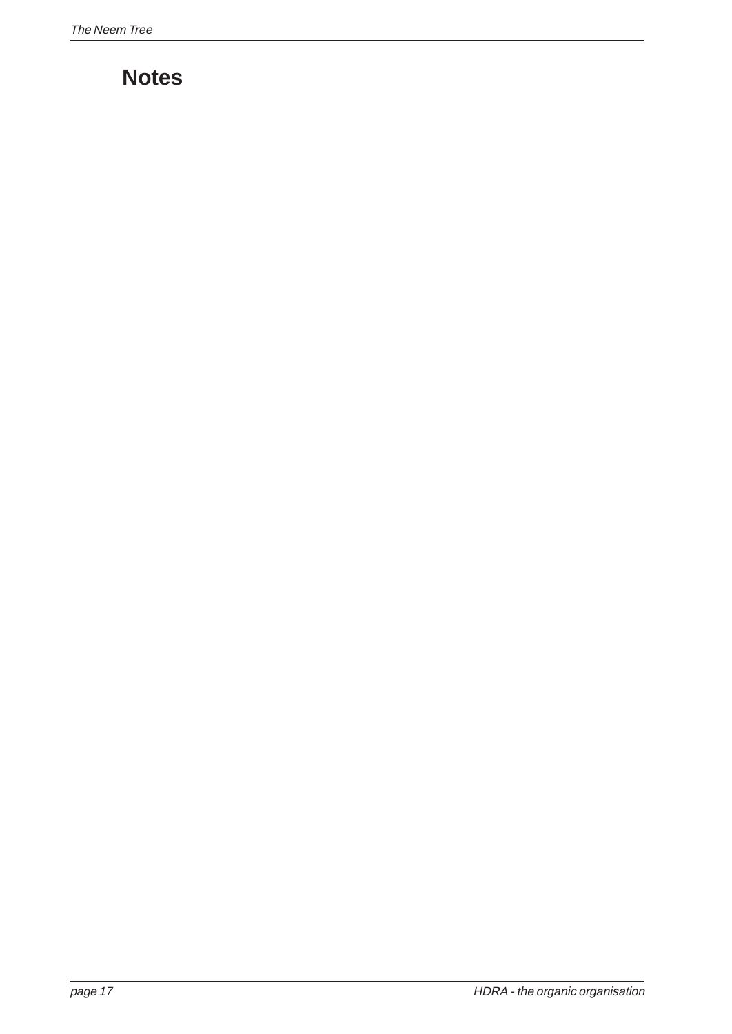## Notes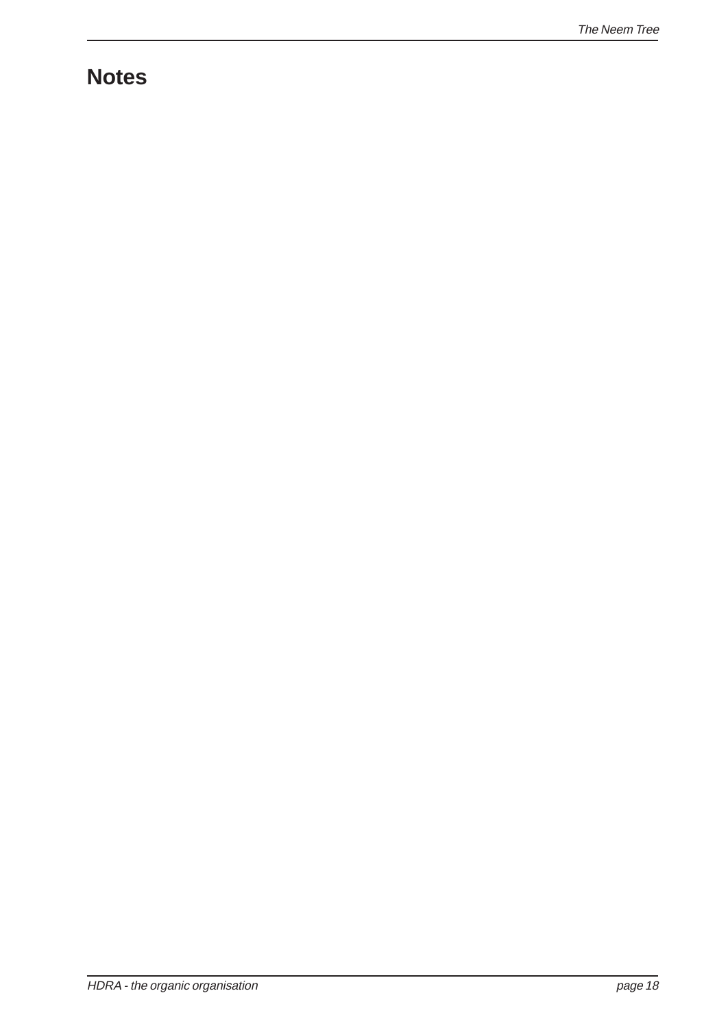# Notes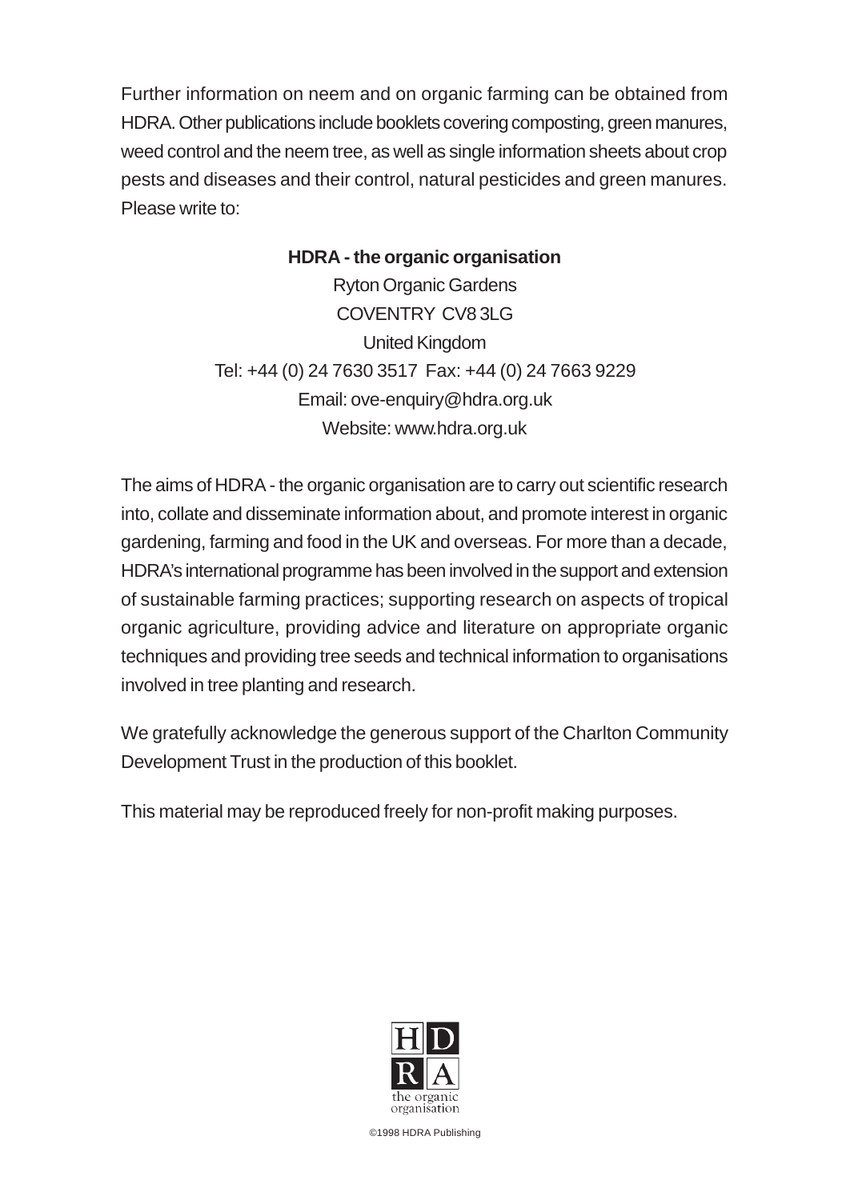Further information on neem and on organic farming can be obtained from HDRA. Other publications include booklets covering composting, green manures, weed control and the neem tree, as well as single information sheets about crop pests and diseases and their control, natural pesticides and green manures. Please write to:

**HDRA - the organic organisation**

Ryton Organic Gardens
COVENTRY CV8 3LG
United Kingdom
Tel: +44 (0) 24 7630 3517 Fax: +44 (0) 24 7663 9229
Email: ove-enquiry@hdra.org.uk
Website: www.hdra.org.uk

The aims of HDRA - the organic organisation are to carry out scientific research into, collate and disseminate information about, and promote interest in organic gardening, farming and food in the UK and overseas. For more than a decade, HDRA's international programme has been involved in the support and extension of sustainable farming practices; supporting research on aspects of tropical organic agriculture, providing advice and literature on appropriate organic techniques and providing tree seeds and technical information to organisations involved in tree planting and research.

We gratefully acknowledge the generous support of the Charlton Community Development Trust in the production of this booklet.

This material may be reproduced freely for non-profit making purposes.

HDRA
the organic organisation

©1998 HDRA Publishing